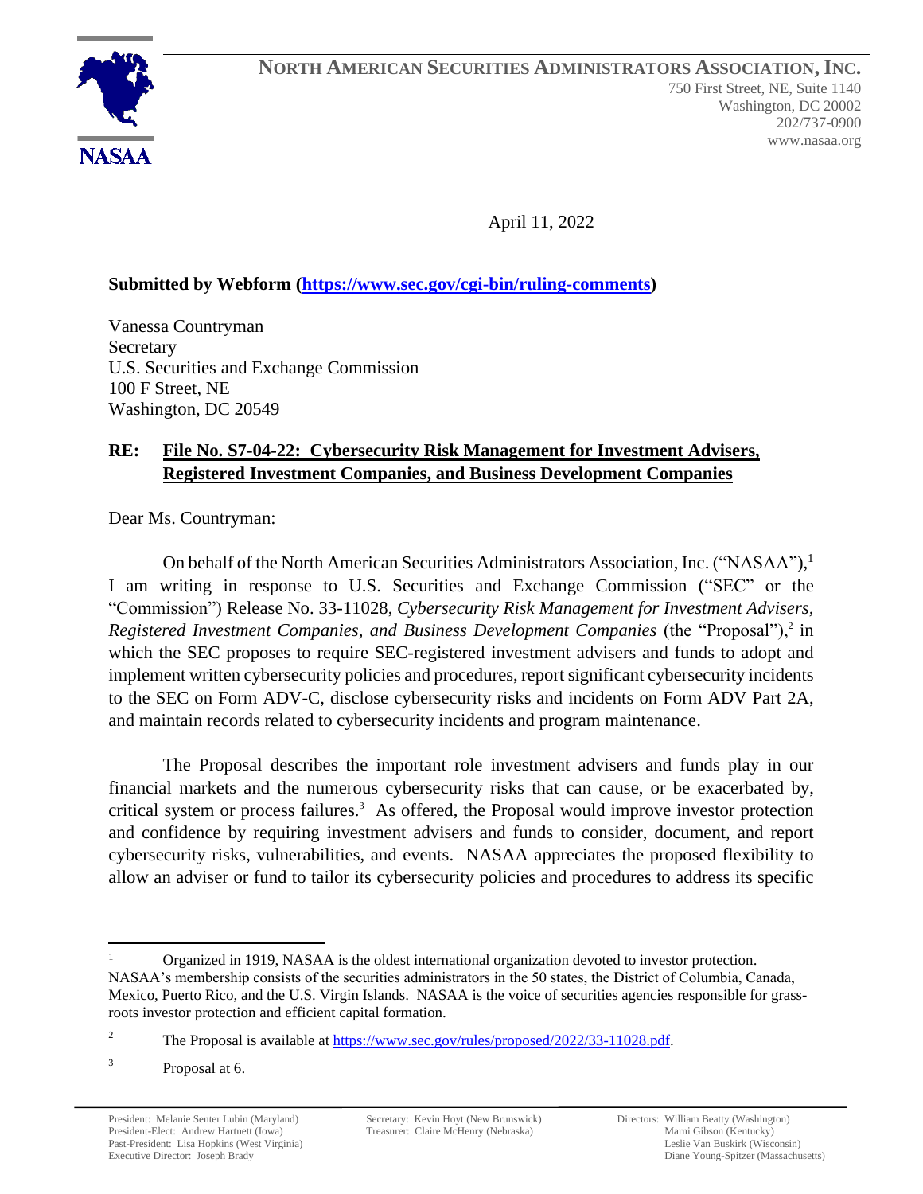**NORTH AMERICAN SECURITIES ADMINISTRATORS ASSOCIATION, INC.**
750 First Street, NE, Suite 1140
Washington, DC 20002
202/737-0900
www.nasaa.org

NASAA

April 11, 2022

**Submitted by Webform (https://www.sec.gov/cgi-bin/ruling-comments)**

Vanessa Countryman
Secretary
U.S. Securities and Exchange Commission
100 F Street, NE
Washington, DC 20549

**RE: File No. S7-04-22: Cybersecurity Risk Management for Investment Advisers, Registered Investment Companies, and Business Development Companies**

Dear Ms. Countryman:

On behalf of the North American Securities Administrators Association, Inc. ("NASAA"),[1] I am writing in response to U.S. Securities and Exchange Commission ("SEC" or the "Commission") Release No. 33-11028, *Cybersecurity Risk Management for Investment Advisers, Registered Investment Companies, and Business Development Companies* (the "Proposal"),[2] in which the SEC proposes to require SEC-registered investment advisers and funds to adopt and implement written cybersecurity policies and procedures, report significant cybersecurity incidents to the SEC on Form ADV-C, disclose cybersecurity risks and incidents on Form ADV Part 2A, and maintain records related to cybersecurity incidents and program maintenance.

The Proposal describes the important role investment advisers and funds play in our financial markets and the numerous cybersecurity risks that can cause, or be exacerbated by, critical system or process failures.[3] As offered, the Proposal would improve investor protection and confidence by requiring investment advisers and funds to consider, document, and report cybersecurity risks, vulnerabilities, and events. NASAA appreciates the proposed flexibility to allow an adviser or fund to tailor its cybersecurity policies and procedures to address its specific

---

[1] Organized in 1919, NASAA is the oldest international organization devoted to investor protection. NASAA's membership consists of the securities administrators in the 50 states, the District of Columbia, Canada, Mexico, Puerto Rico, and the U.S. Virgin Islands. NASAA is the voice of securities agencies responsible for grass-roots investor protection and efficient capital formation.

[2] The Proposal is available at https://www.sec.gov/rules/proposed/2022/33-11028.pdf.

[3] Proposal at 6.

President: Melanie Senter Lubin (Maryland)
President-Elect: Andrew Hartnett (Iowa)
Past-President: Lisa Hopkins (West Virginia)
Executive Director: Joseph Brady

Secretary: Kevin Hoyt (New Brunswick)
Treasurer: Claire McHenry (Nebraska)

Directors: William Beatty (Washington)
Marni Gibson (Kentucky)
Leslie Van Buskirk (Wisconsin)
Diane Young-Spitzer (Massachusetts)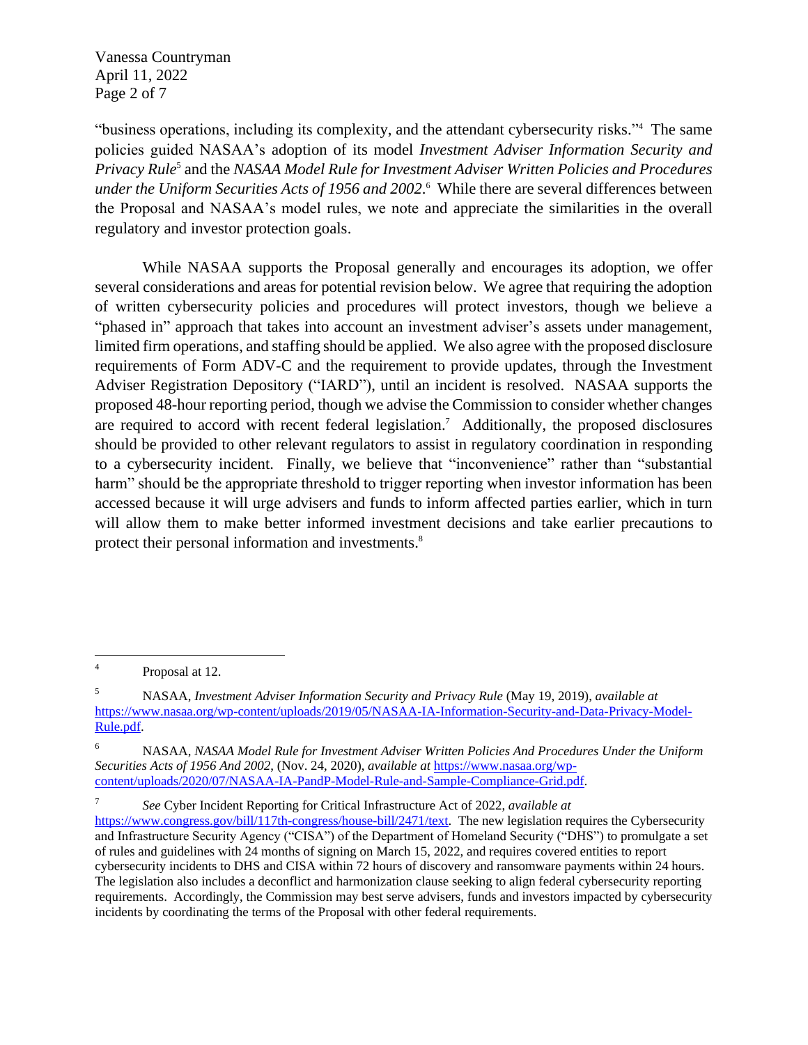"business operations, including its complexity, and the attendant cybersecurity risks."[4] The same policies guided NASAA's adoption of its model *Investment Adviser Information Security and Privacy Rule*[5] and the *NASAA Model Rule for Investment Adviser Written Policies and Procedures under the Uniform Securities Acts of 1956 and 2002*.[6] While there are several differences between the Proposal and NASAA's model rules, we note and appreciate the similarities in the overall regulatory and investor protection goals.

While NASAA supports the Proposal generally and encourages its adoption, we offer several considerations and areas for potential revision below. We agree that requiring the adoption of written cybersecurity policies and procedures will protect investors, though we believe a "phased in" approach that takes into account an investment adviser's assets under management, limited firm operations, and staffing should be applied. We also agree with the proposed disclosure requirements of Form ADV-C and the requirement to provide updates, through the Investment Adviser Registration Depository ("IARD"), until an incident is resolved. NASAA supports the proposed 48-hour reporting period, though we advise the Commission to consider whether changes are required to accord with recent federal legislation.[7] Additionally, the proposed disclosures should be provided to other relevant regulators to assist in regulatory coordination in responding to a cybersecurity incident. Finally, we believe that "inconvenience" rather than "substantial harm" should be the appropriate threshold to trigger reporting when investor information has been accessed because it will urge advisers and funds to inform affected parties earlier, which in turn will allow them to make better informed investment decisions and take earlier precautions to protect their personal information and investments.[8]

---

[4] Proposal at 12.

[5] NASAA, *Investment Adviser Information Security and Privacy Rule* (May 19, 2019), *available at* https://www.nasaa.org/wp-content/uploads/2019/05/NASAA-IA-Information-Security-and-Data-Privacy-Model-Rule.pdf.

[6] NASAA, *NASAA Model Rule for Investment Adviser Written Policies And Procedures Under the Uniform Securities Acts of 1956 And 2002*, (Nov. 24, 2020), *available at* https://www.nasaa.org/wp-content/uploads/2020/07/NASAA-IA-PandP-Model-Rule-and-Sample-Compliance-Grid.pdf.

[7] *See* Cyber Incident Reporting for Critical Infrastructure Act of 2022, *available at* https://www.congress.gov/bill/117th-congress/house-bill/2471/text. The new legislation requires the Cybersecurity and Infrastructure Security Agency ("CISA") of the Department of Homeland Security ("DHS") to promulgate a set of rules and guidelines with 24 months of signing on March 15, 2022, and requires covered entities to report cybersecurity incidents to DHS and CISA within 72 hours of discovery and ransomware payments within 24 hours. The legislation also includes a deconflict and harmonization clause seeking to align federal cybersecurity reporting requirements. Accordingly, the Commission may best serve advisers, funds and investors impacted by cybersecurity incidents by coordinating the terms of the Proposal with other federal requirements.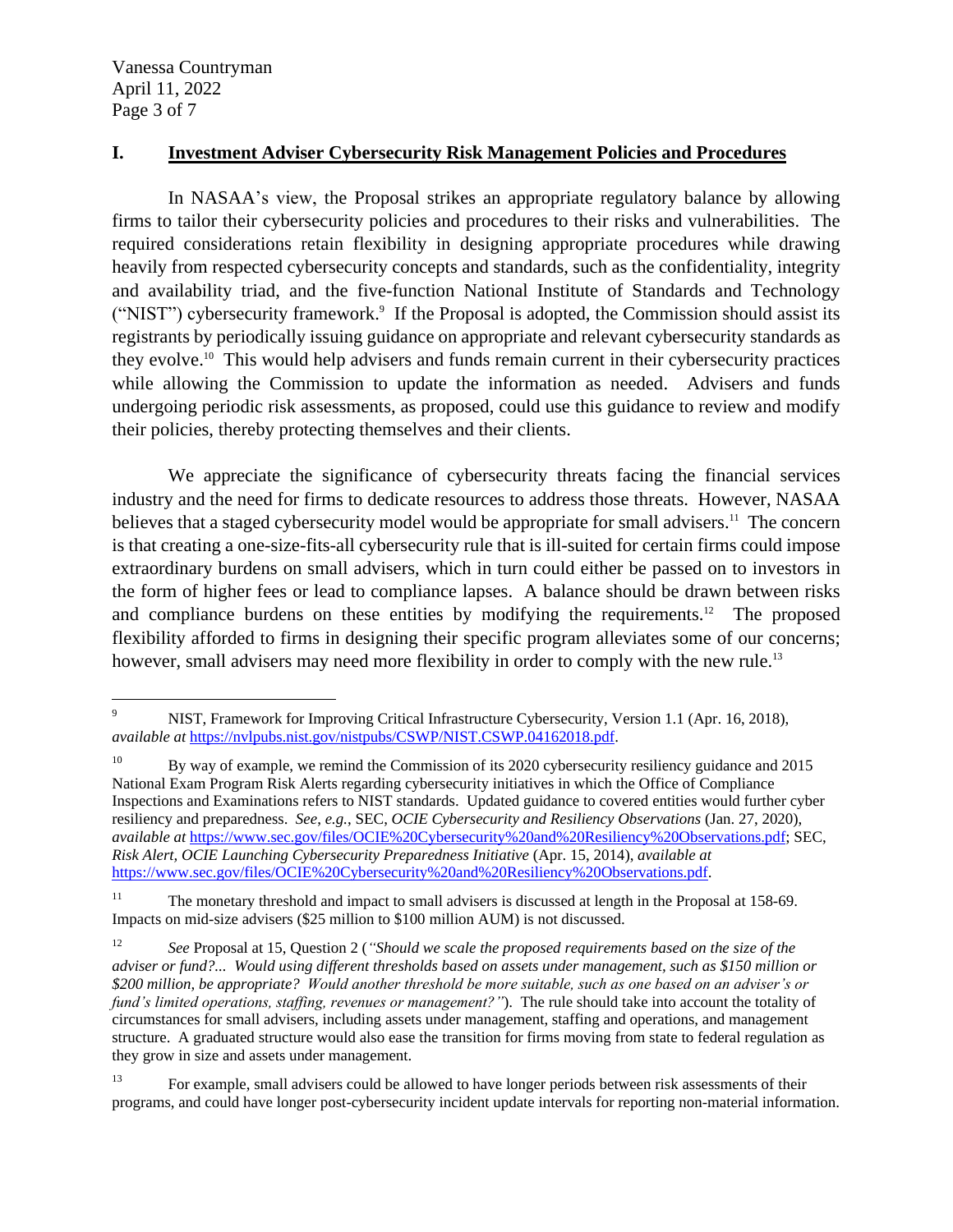## I. Investment Adviser Cybersecurity Risk Management Policies and Procedures

In NASAA's view, the Proposal strikes an appropriate regulatory balance by allowing firms to tailor their cybersecurity policies and procedures to their risks and vulnerabilities. The required considerations retain flexibility in designing appropriate procedures while drawing heavily from respected cybersecurity concepts and standards, such as the confidentiality, integrity and availability triad, and the five-function National Institute of Standards and Technology ("NIST") cybersecurity framework.[9] If the Proposal is adopted, the Commission should assist its registrants by periodically issuing guidance on appropriate and relevant cybersecurity standards as they evolve.[10] This would help advisers and funds remain current in their cybersecurity practices while allowing the Commission to update the information as needed. Advisers and funds undergoing periodic risk assessments, as proposed, could use this guidance to review and modify their policies, thereby protecting themselves and their clients.

We appreciate the significance of cybersecurity threats facing the financial services industry and the need for firms to dedicate resources to address those threats. However, NASAA believes that a staged cybersecurity model would be appropriate for small advisers.[11] The concern is that creating a one-size-fits-all cybersecurity rule that is ill-suited for certain firms could impose extraordinary burdens on small advisers, which in turn could either be passed on to investors in the form of higher fees or lead to compliance lapses. A balance should be drawn between risks and compliance burdens on these entities by modifying the requirements.[12] The proposed flexibility afforded to firms in designing their specific program alleviates some of our concerns; however, small advisers may need more flexibility in order to comply with the new rule.[13]

---

[9] NIST, Framework for Improving Critical Infrastructure Cybersecurity, Version 1.1 (Apr. 16, 2018), *available at* https://nvlpubs.nist.gov/nistpubs/CSWP/NIST.CSWP.04162018.pdf.

[10] By way of example, we remind the Commission of its 2020 cybersecurity resiliency guidance and 2015 National Exam Program Risk Alerts regarding cybersecurity initiatives in which the Office of Compliance Inspections and Examinations refers to NIST standards. Updated guidance to covered entities would further cyber resiliency and preparedness. *See, e.g.*, SEC, *OCIE Cybersecurity and Resiliency Observations* (Jan. 27, 2020), *available at* https://www.sec.gov/files/OCIE%20Cybersecurity%20and%20Resiliency%20Observations.pdf; SEC, *Risk Alert, OCIE Launching Cybersecurity Preparedness Initiative* (Apr. 15, 2014), *available at* https://www.sec.gov/files/OCIE%20Cybersecurity%20and%20Resiliency%20Observations.pdf.

[11] The monetary threshold and impact to small advisers is discussed at length in the Proposal at 158-69. Impacts on mid-size advisers ($25 million to $100 million AUM) is not discussed.

[12] *See* Proposal at 15, Question 2 (*"Should we scale the proposed requirements based on the size of the adviser or fund?... Would using different thresholds based on assets under management, such as $150 million or $200 million, be appropriate? Would another threshold be more suitable, such as one based on an adviser's or fund's limited operations, staffing, revenues or management?"*). The rule should take into account the totality of circumstances for small advisers, including assets under management, staffing and operations, and management structure. A graduated structure would also ease the transition for firms moving from state to federal regulation as they grow in size and assets under management.

[13] For example, small advisers could be allowed to have longer periods between risk assessments of their programs, and could have longer post-cybersecurity incident update intervals for reporting non-material information.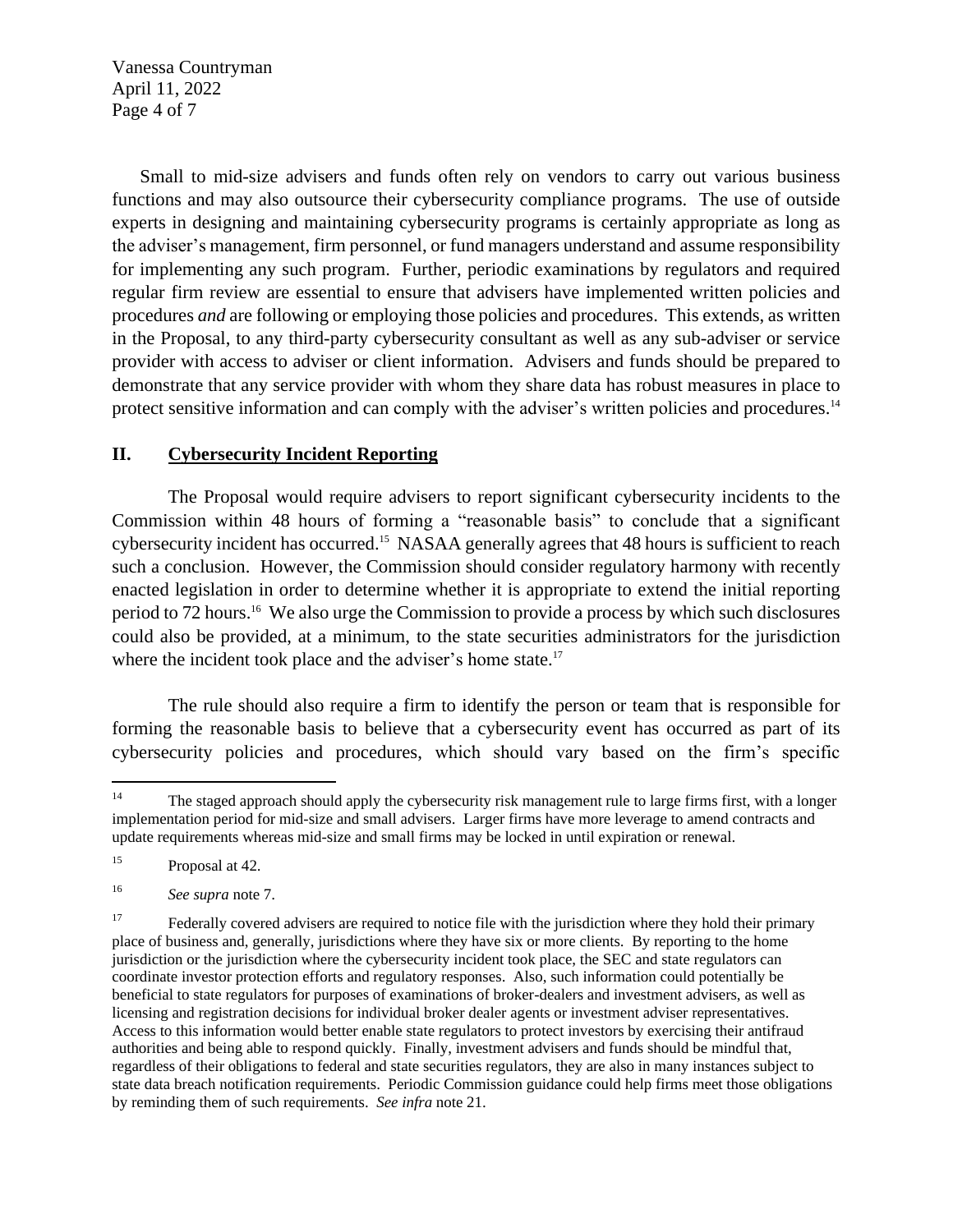Small to mid-size advisers and funds often rely on vendors to carry out various business functions and may also outsource their cybersecurity compliance programs. The use of outside experts in designing and maintaining cybersecurity programs is certainly appropriate as long as the adviser's management, firm personnel, or fund managers understand and assume responsibility for implementing any such program. Further, periodic examinations by regulators and required regular firm review are essential to ensure that advisers have implemented written policies and procedures *and* are following or employing those policies and procedures. This extends, as written in the Proposal, to any third-party cybersecurity consultant as well as any sub-adviser or service provider with access to adviser or client information. Advisers and funds should be prepared to demonstrate that any service provider with whom they share data has robust measures in place to protect sensitive information and can comply with the adviser's written policies and procedures.[14]

## II. <u>Cybersecurity Incident Reporting</u>

The Proposal would require advisers to report significant cybersecurity incidents to the Commission within 48 hours of forming a "reasonable basis" to conclude that a significant cybersecurity incident has occurred.[15] NASAA generally agrees that 48 hours is sufficient to reach such a conclusion. However, the Commission should consider regulatory harmony with recently enacted legislation in order to determine whether it is appropriate to extend the initial reporting period to 72 hours.[16] We also urge the Commission to provide a process by which such disclosures could also be provided, at a minimum, to the state securities administrators for the jurisdiction where the incident took place and the adviser's home state.[17]

The rule should also require a firm to identify the person or team that is responsible for forming the reasonable basis to believe that a cybersecurity event has occurred as part of its cybersecurity policies and procedures, which should vary based on the firm's specific

---

[14] The staged approach should apply the cybersecurity risk management rule to large firms first, with a longer implementation period for mid-size and small advisers. Larger firms have more leverage to amend contracts and update requirements whereas mid-size and small firms may be locked in until expiration or renewal.

[15] Proposal at 42.

[16] *See supra* note 7.

[17] Federally covered advisers are required to notice file with the jurisdiction where they hold their primary place of business and, generally, jurisdictions where they have six or more clients. By reporting to the home jurisdiction or the jurisdiction where the cybersecurity incident took place, the SEC and state regulators can coordinate investor protection efforts and regulatory responses. Also, such information could potentially be beneficial to state regulators for purposes of examinations of broker-dealers and investment advisers, as well as licensing and registration decisions for individual broker dealer agents or investment adviser representatives. Access to this information would better enable state regulators to protect investors by exercising their antifraud authorities and being able to respond quickly. Finally, investment advisers and funds should be mindful that, regardless of their obligations to federal and state securities regulators, they are also in many instances subject to state data breach notification requirements. Periodic Commission guidance could help firms meet those obligations by reminding them of such requirements. *See infra* note 21.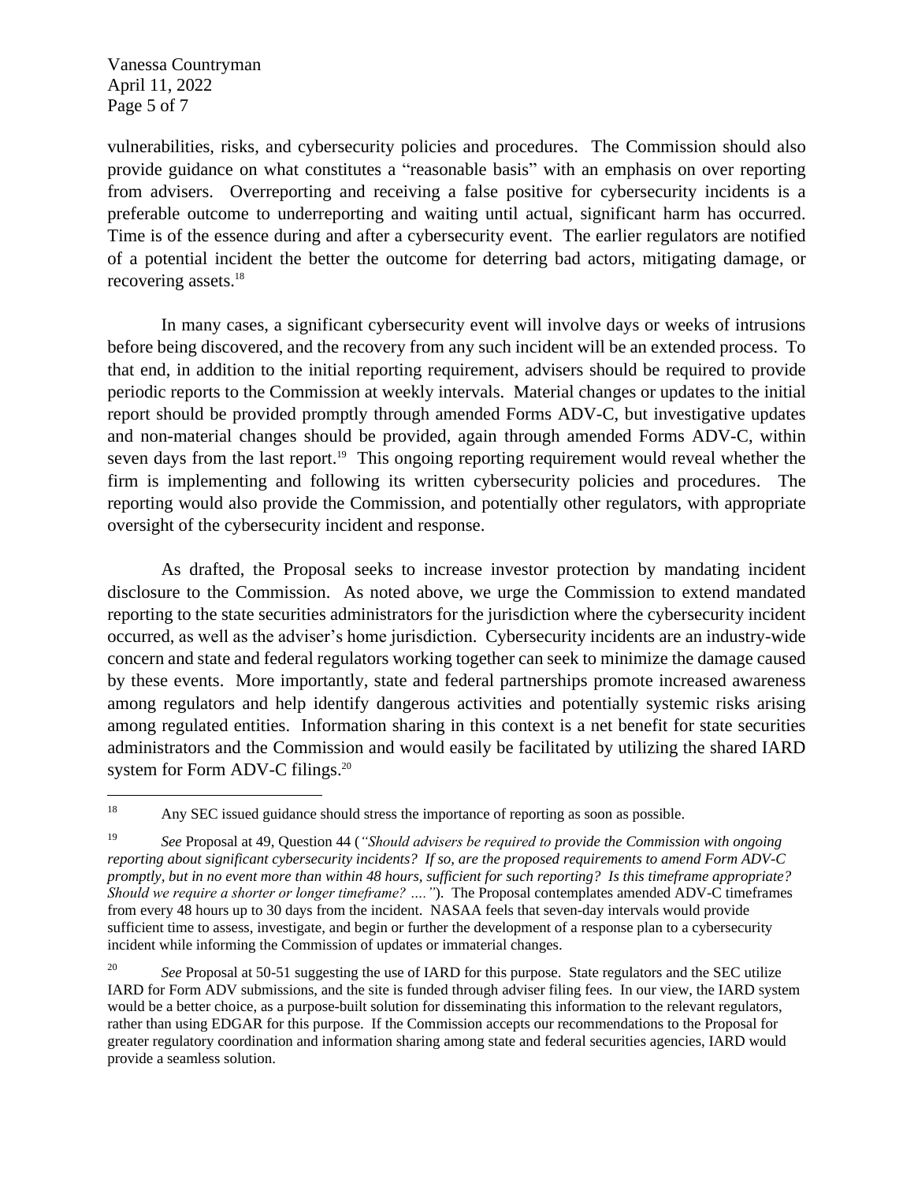vulnerabilities, risks, and cybersecurity policies and procedures. The Commission should also provide guidance on what constitutes a "reasonable basis" with an emphasis on over reporting from advisers. Overreporting and receiving a false positive for cybersecurity incidents is a preferable outcome to underreporting and waiting until actual, significant harm has occurred. Time is of the essence during and after a cybersecurity event. The earlier regulators are notified of a potential incident the better the outcome for deterring bad actors, mitigating damage, or recovering assets.[18]

In many cases, a significant cybersecurity event will involve days or weeks of intrusions before being discovered, and the recovery from any such incident will be an extended process. To that end, in addition to the initial reporting requirement, advisers should be required to provide periodic reports to the Commission at weekly intervals. Material changes or updates to the initial report should be provided promptly through amended Forms ADV-C, but investigative updates and non-material changes should be provided, again through amended Forms ADV-C, within seven days from the last report.[19] This ongoing reporting requirement would reveal whether the firm is implementing and following its written cybersecurity policies and procedures. The reporting would also provide the Commission, and potentially other regulators, with appropriate oversight of the cybersecurity incident and response.

As drafted, the Proposal seeks to increase investor protection by mandating incident disclosure to the Commission. As noted above, we urge the Commission to extend mandated reporting to the state securities administrators for the jurisdiction where the cybersecurity incident occurred, as well as the adviser's home jurisdiction. Cybersecurity incidents are an industry-wide concern and state and federal regulators working together can seek to minimize the damage caused by these events. More importantly, state and federal partnerships promote increased awareness among regulators and help identify dangerous activities and potentially systemic risks arising among regulated entities. Information sharing in this context is a net benefit for state securities administrators and the Commission and would easily be facilitated by utilizing the shared IARD system for Form ADV-C filings.[20]

---

[18] Any SEC issued guidance should stress the importance of reporting as soon as possible.

[19] *See* Proposal at 49, Question 44 (*"Should advisers be required to provide the Commission with ongoing reporting about significant cybersecurity incidents? If so, are the proposed requirements to amend Form ADV-C promptly, but in no event more than within 48 hours, sufficient for such reporting? Is this timeframe appropriate? Should we require a shorter or longer timeframe? …."*). The Proposal contemplates amended ADV-C timeframes from every 48 hours up to 30 days from the incident. NASAA feels that seven-day intervals would provide sufficient time to assess, investigate, and begin or further the development of a response plan to a cybersecurity incident while informing the Commission of updates or immaterial changes.

[20] *See* Proposal at 50-51 suggesting the use of IARD for this purpose. State regulators and the SEC utilize IARD for Form ADV submissions, and the site is funded through adviser filing fees. In our view, the IARD system would be a better choice, as a purpose-built solution for disseminating this information to the relevant regulators, rather than using EDGAR for this purpose. If the Commission accepts our recommendations to the Proposal for greater regulatory coordination and information sharing among state and federal securities agencies, IARD would provide a seamless solution.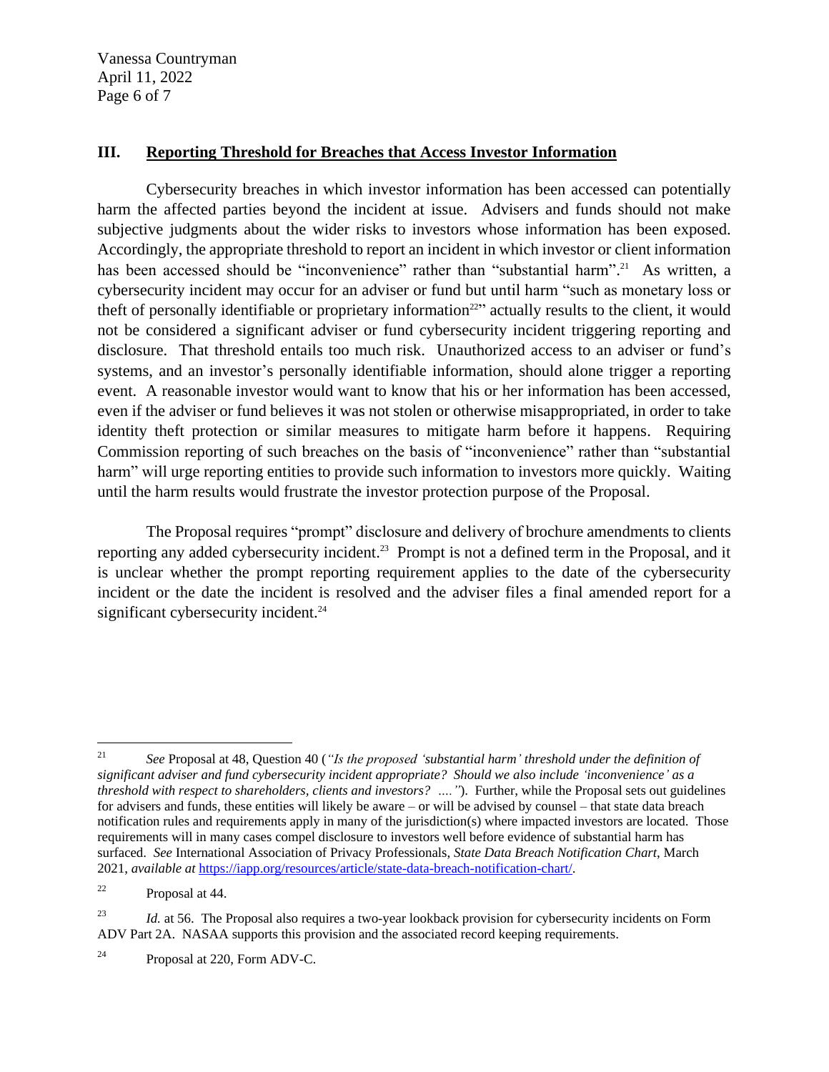### III. Reporting Threshold for Breaches that Access Investor Information

Cybersecurity breaches in which investor information has been accessed can potentially harm the affected parties beyond the incident at issue. Advisers and funds should not make subjective judgments about the wider risks to investors whose information has been exposed. Accordingly, the appropriate threshold to report an incident in which investor or client information has been accessed should be "inconvenience" rather than "substantial harm".[21] As written, a cybersecurity incident may occur for an adviser or fund but until harm "such as monetary loss or theft of personally identifiable or proprietary information[22]" actually results to the client, it would not be considered a significant adviser or fund cybersecurity incident triggering reporting and disclosure. That threshold entails too much risk. Unauthorized access to an adviser or fund's systems, and an investor's personally identifiable information, should alone trigger a reporting event. A reasonable investor would want to know that his or her information has been accessed, even if the adviser or fund believes it was not stolen or otherwise misappropriated, in order to take identity theft protection or similar measures to mitigate harm before it happens. Requiring Commission reporting of such breaches on the basis of "inconvenience" rather than "substantial harm" will urge reporting entities to provide such information to investors more quickly. Waiting until the harm results would frustrate the investor protection purpose of the Proposal.

The Proposal requires "prompt" disclosure and delivery of brochure amendments to clients reporting any added cybersecurity incident.[23] Prompt is not a defined term in the Proposal, and it is unclear whether the prompt reporting requirement applies to the date of the cybersecurity incident or the date the incident is resolved and the adviser files a final amended report for a significant cybersecurity incident.[24]

---

[21] *See* Proposal at 48, Question 40 (*"Is the proposed 'substantial harm' threshold under the definition of significant adviser and fund cybersecurity incident appropriate? Should we also include 'inconvenience' as a threshold with respect to shareholders, clients and investors? …."*). Further, while the Proposal sets out guidelines for advisers and funds, these entities will likely be aware – or will be advised by counsel – that state data breach notification rules and requirements apply in many of the jurisdiction(s) where impacted investors are located. Those requirements will in many cases compel disclosure to investors well before evidence of substantial harm has surfaced. *See* International Association of Privacy Professionals, *State Data Breach Notification Chart*, March 2021, *available at* https://iapp.org/resources/article/state-data-breach-notification-chart/.

[22] Proposal at 44.

[23] *Id.* at 56. The Proposal also requires a two-year lookback provision for cybersecurity incidents on Form ADV Part 2A. NASAA supports this provision and the associated record keeping requirements.

[24] Proposal at 220, Form ADV-C.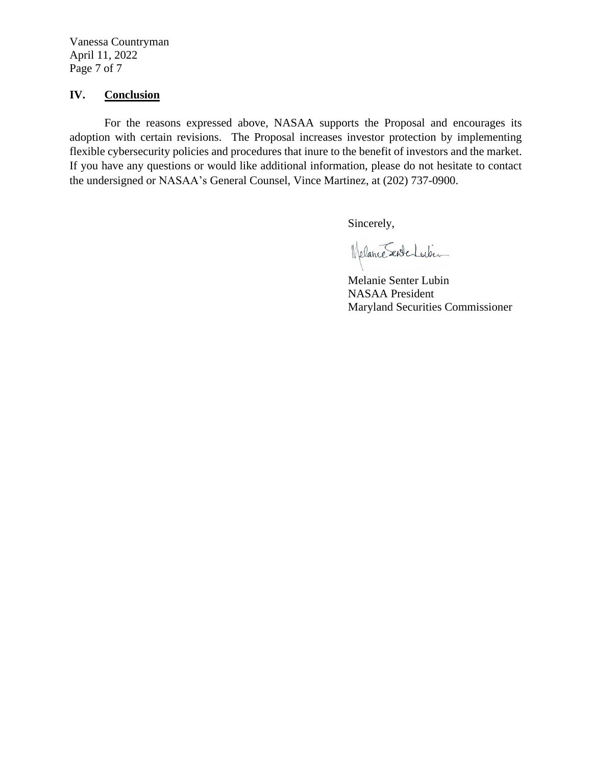## IV. Conclusion

For the reasons expressed above, NASAA supports the Proposal and encourages its adoption with certain revisions. The Proposal increases investor protection by implementing flexible cybersecurity policies and procedures that inure to the benefit of investors and the market. If you have any questions or would like additional information, please do not hesitate to contact the undersigned or NASAA's General Counsel, Vince Martinez, at (202) 737-0900.

Sincerely,

Melanie Senter Lubin
NASAA President
Maryland Securities Commissioner